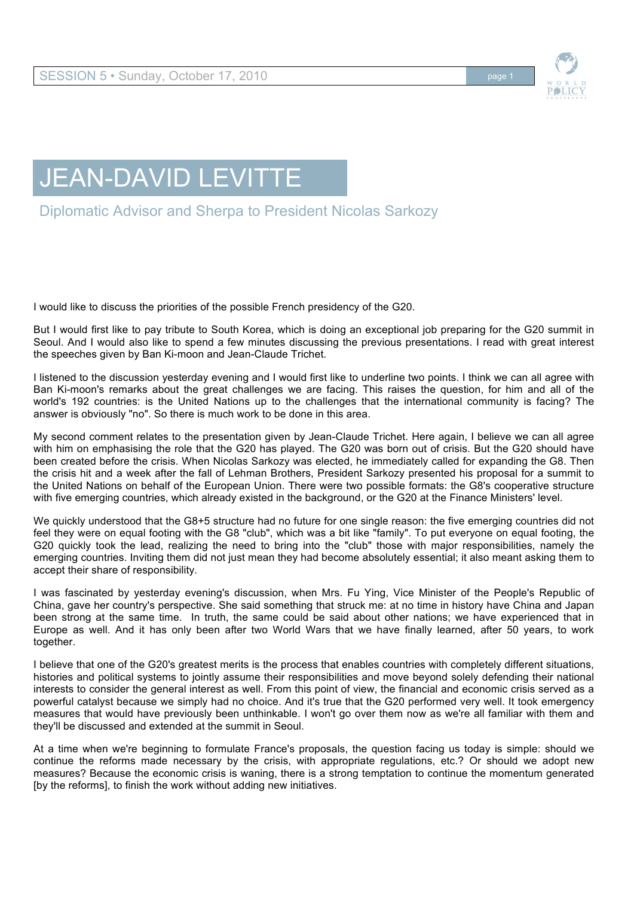# JEAN-DAVID LEVITTE

## Diplomatic Advisor and Sherpa to President Nicolas Sarkozy

I would like to discuss the priorities of the possible French presidency of the G20.

But I would first like to pay tribute to South Korea, which is doing an exceptional job preparing for the G20 summit in Seoul. And I would also like to spend a few minutes discussing the previous presentations. I read with great interest the speeches given by Ban Ki-moon and Jean-Claude Trichet.

I listened to the discussion yesterday evening and I would first like to underline two points. I think we can all agree with Ban Ki-moon's remarks about the great challenges we are facing. This raises the question, for him and all of the world's 192 countries: is the United Nations up to the challenges that the international community is facing? The answer is obviously "no". So there is much work to be done in this area.

My second comment relates to the presentation given by Jean-Claude Trichet. Here again, I believe we can all agree with him on emphasising the role that the G20 has played. The G20 was born out of crisis. But the G20 should have been created before the crisis. When Nicolas Sarkozy was elected, he immediately called for expanding the G8. Then the crisis hit and a week after the fall of Lehman Brothers, President Sarkozy presented his proposal for a summit to the United Nations on behalf of the European Union. There were two possible formats: the G8's cooperative structure with five emerging countries, which already existed in the background, or the G20 at the Finance Ministers' level.

We quickly understood that the G8+5 structure had no future for one single reason: the five emerging countries did not feel they were on equal footing with the G8 "club", which was a bit like "family". To put everyone on equal footing, the G20 quickly took the lead, realizing the need to bring into the "club" those with major responsibilities, namely the emerging countries. Inviting them did not just mean they had become absolutely essential; it also meant asking them to accept their share of responsibility.

I was fascinated by yesterday evening's discussion, when Mrs. Fu Ying, Vice Minister of the People's Republic of China, gave her country's perspective. She said something that struck me: at no time in history have China and Japan been strong at the same time. In truth, the same could be said about other nations; we have experienced that in Europe as well. And it has only been after two World Wars that we have finally learned, after 50 years, to work together.

I believe that one of the G20's greatest merits is the process that enables countries with completely different situations, histories and political systems to jointly assume their responsibilities and move beyond solely defending their national interests to consider the general interest as well. From this point of view, the financial and economic crisis served as a powerful catalyst because we simply had no choice. And it's true that the G20 performed very well. It took emergency measures that would have previously been unthinkable. I won't go over them now as we're all familiar with them and they'll be discussed and extended at the summit in Seoul.

At a time when we're beginning to formulate France's proposals, the question facing us today is simple: should we continue the reforms made necessary by the crisis, with appropriate regulations, etc.? Or should we adopt new measures? Because the economic crisis is waning, there is a strong temptation to continue the momentum generated [by the reforms], to finish the work without adding new initiatives.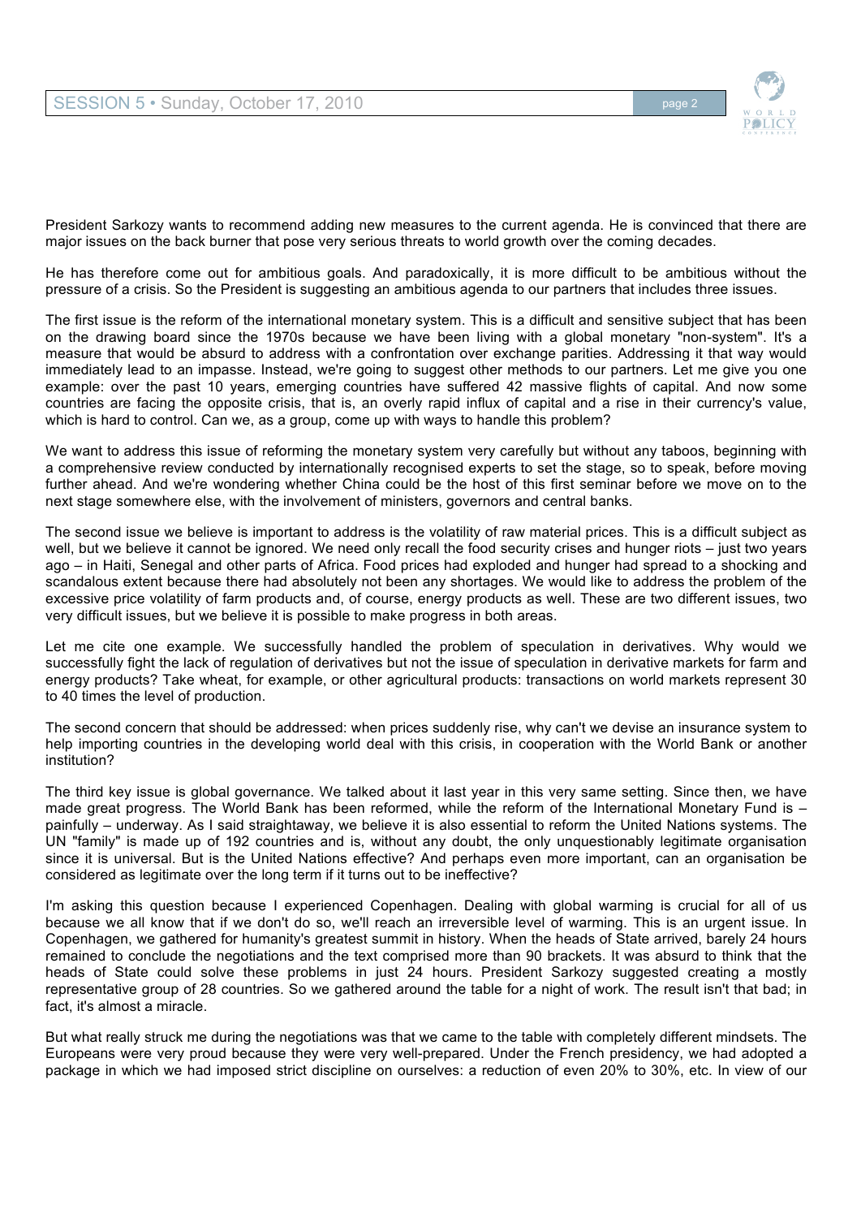President Sarkozy wants to recommend adding new measures to the current agenda. He is convinced that there are major issues on the back burner that pose very serious threats to world growth over the coming decades.

He has therefore come out for ambitious goals. And paradoxically, it is more difficult to be ambitious without the pressure of a crisis. So the President is suggesting an ambitious agenda to our partners that includes three issues.

The first issue is the reform of the international monetary system. This is a difficult and sensitive subject that has been on the drawing board since the 1970s because we have been living with a global monetary "non-system". It's a measure that would be absurd to address with a confrontation over exchange parities. Addressing it that way would immediately lead to an impasse. Instead, we're going to suggest other methods to our partners. Let me give you one example: over the past 10 years, emerging countries have suffered 42 massive flights of capital. And now some countries are facing the opposite crisis, that is, an overly rapid influx of capital and a rise in their currency's value, which is hard to control. Can we, as a group, come up with ways to handle this problem?

We want to address this issue of reforming the monetary system very carefully but without any taboos, beginning with a comprehensive review conducted by internationally recognised experts to set the stage, so to speak, before moving further ahead. And we're wondering whether China could be the host of this first seminar before we move on to the next stage somewhere else, with the involvement of ministers, governors and central banks.

The second issue we believe is important to address is the volatility of raw material prices. This is a difficult subject as well, but we believe it cannot be ignored. We need only recall the food security crises and hunger riots – just two years ago – in Haiti, Senegal and other parts of Africa. Food prices had exploded and hunger had spread to a shocking and scandalous extent because there had absolutely not been any shortages. We would like to address the problem of the excessive price volatility of farm products and, of course, energy products as well. These are two different issues, two very difficult issues, but we believe it is possible to make progress in both areas.

Let me cite one example. We successfully handled the problem of speculation in derivatives. Why would we successfully fight the lack of regulation of derivatives but not the issue of speculation in derivative markets for farm and energy products? Take wheat, for example, or other agricultural products: transactions on world markets represent 30 to 40 times the level of production.

The second concern that should be addressed: when prices suddenly rise, why can't we devise an insurance system to help importing countries in the developing world deal with this crisis, in cooperation with the World Bank or another institution?

The third key issue is global governance. We talked about it last year in this very same setting. Since then, we have made great progress. The World Bank has been reformed, while the reform of the International Monetary Fund is – painfully – underway. As I said straightaway, we believe it is also essential to reform the United Nations systems. The UN "family" is made up of 192 countries and is, without any doubt, the only unquestionably legitimate organisation since it is universal. But is the United Nations effective? And perhaps even more important, can an organisation be considered as legitimate over the long term if it turns out to be ineffective?

I'm asking this question because I experienced Copenhagen. Dealing with global warming is crucial for all of us because we all know that if we don't do so, we'll reach an irreversible level of warming. This is an urgent issue. In Copenhagen, we gathered for humanity's greatest summit in history. When the heads of State arrived, barely 24 hours remained to conclude the negotiations and the text comprised more than 90 brackets. It was absurd to think that the heads of State could solve these problems in just 24 hours. President Sarkozy suggested creating a mostly representative group of 28 countries. So we gathered around the table for a night of work. The result isn't that bad; in fact, it's almost a miracle.

But what really struck me during the negotiations was that we came to the table with completely different mindsets. The Europeans were very proud because they were very well-prepared. Under the French presidency, we had adopted a package in which we had imposed strict discipline on ourselves: a reduction of even 20% to 30%, etc. In view of our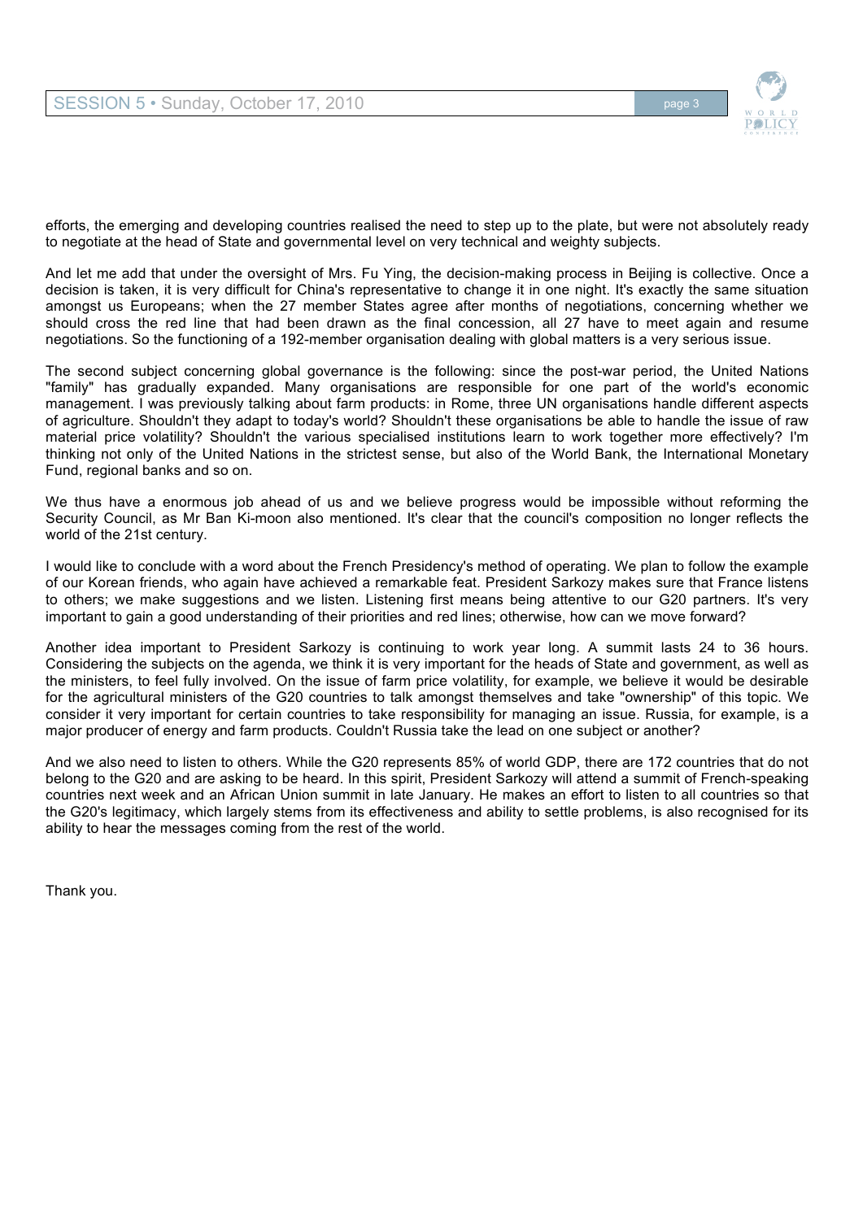efforts, the emerging and developing countries realised the need to step up to the plate, but were not absolutely ready to negotiate at the head of State and governmental level on very technical and weighty subjects.

And let me add that under the oversight of Mrs. Fu Ying, the decision-making process in Beijing is collective. Once a decision is taken, it is very difficult for China's representative to change it in one night. It's exactly the same situation amongst us Europeans; when the 27 member States agree after months of negotiations, concerning whether we should cross the red line that had been drawn as the final concession, all 27 have to meet again and resume negotiations. So the functioning of a 192-member organisation dealing with global matters is a very serious issue.

The second subject concerning global governance is the following: since the post-war period, the United Nations "family" has gradually expanded. Many organisations are responsible for one part of the world's economic management. I was previously talking about farm products: in Rome, three UN organisations handle different aspects of agriculture. Shouldn't they adapt to today's world? Shouldn't these organisations be able to handle the issue of raw material price volatility? Shouldn't the various specialised institutions learn to work together more effectively? I'm thinking not only of the United Nations in the strictest sense, but also of the World Bank, the International Monetary Fund, regional banks and so on.

We thus have a enormous job ahead of us and we believe progress would be impossible without reforming the Security Council, as Mr Ban Ki-moon also mentioned. It's clear that the council's composition no longer reflects the world of the 21st century.

I would like to conclude with a word about the French Presidency's method of operating. We plan to follow the example of our Korean friends, who again have achieved a remarkable feat. President Sarkozy makes sure that France listens to others; we make suggestions and we listen. Listening first means being attentive to our G20 partners. It's very important to gain a good understanding of their priorities and red lines; otherwise, how can we move forward?

Another idea important to President Sarkozy is continuing to work year long. A summit lasts 24 to 36 hours. Considering the subjects on the agenda, we think it is very important for the heads of State and government, as well as the ministers, to feel fully involved. On the issue of farm price volatility, for example, we believe it would be desirable for the agricultural ministers of the G20 countries to talk amongst themselves and take "ownership" of this topic. We consider it very important for certain countries to take responsibility for managing an issue. Russia, for example, is a major producer of energy and farm products. Couldn't Russia take the lead on one subject or another?

And we also need to listen to others. While the G20 represents 85% of world GDP, there are 172 countries that do not belong to the G20 and are asking to be heard. In this spirit, President Sarkozy will attend a summit of French-speaking countries next week and an African Union summit in late January. He makes an effort to listen to all countries so that the G20's legitimacy, which largely stems from its effectiveness and ability to settle problems, is also recognised for its ability to hear the messages coming from the rest of the world.

Thank you.